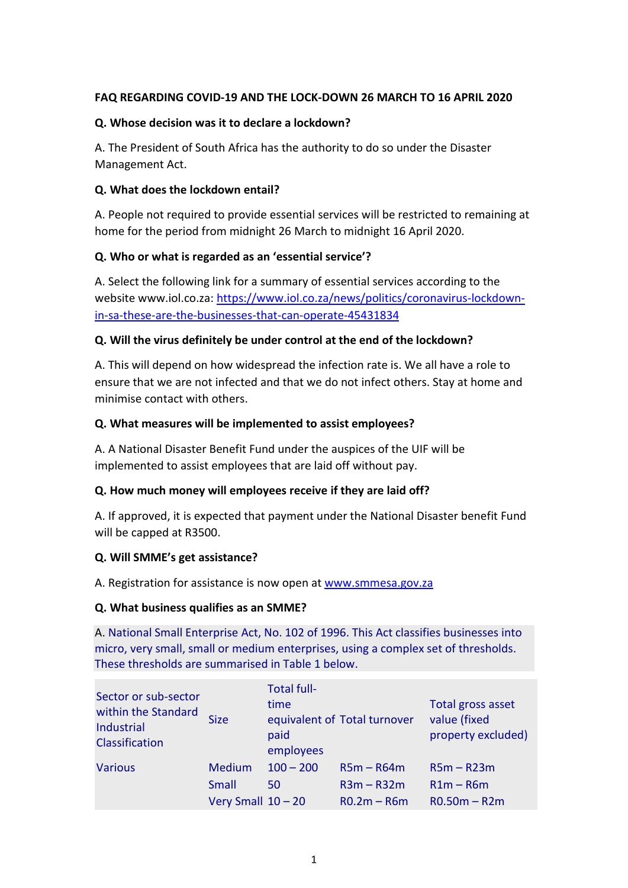**FAQ REGARDING COVID-19 AND THE LOCK-DOWN 26 MARCH TO 16 APRIL 2020**

**Q. Whose decision was it to declare a lockdown?**

A. The President of South Africa has the authority to do so under the Disaster Management Act.

**Q. What does the lockdown entail?**

A. People not required to provide essential services will be restricted to remaining at home for the period from midnight 26 March to midnight 16 April 2020.

**Q. Who or what is regarded as an 'essential service'?**

A. Select the following link for a summary of essential services according to the website www.iol.co.za: [https://www.iol.co.za/news/politics/coronavirus-lockdown-in-sa-these-are-the-businesses-that-can-operate-45431834](https://www.iol.co.za/news/politics/coronavirus-lockdown-in-sa-these-are-the-businesses-that-can-operate-45431834)

**Q. Will the virus definitely be under control at the end of the lockdown?**

A. This will depend on how widespread the infection rate is. We all have a role to ensure that we are not infected and that we do not infect others. Stay at home and minimise contact with others.

**Q. What measures will be implemented to assist employees?**

A. A National Disaster Benefit Fund under the auspices of the UIF will be implemented to assist employees that are laid off without pay.

**Q. How much money will employees receive if they are laid off?**

A. If approved, it is expected that payment under the National Disaster benefit Fund will be capped at R3500.

**Q. Will SMME's get assistance?**

A. Registration for assistance is now open at [www.smmesa.gov.za](http://www.smmesa.gov.za)

**Q. What business qualifies as an SMME?**

A. National Small Enterprise Act, No. 102 of 1996. This Act classifies businesses into micro, very small, small or medium enterprises, using a complex set of thresholds. These thresholds are summarised in Table 1 below.

| Sector or sub-sector within the Standard Industrial Classification | Size | Total full-time equivalent of paid employees | Total turnover | Total gross asset value (fixed property excluded) |
|---|---|---|---|---|
| Various | Medium | 100 – 200 | R5m – R64m | R5m – R23m |
| | Small | 50 | R3m – R32m | R1m – R6m |
| | Very Small | 10 – 20 | R0.2m – R6m | R0.50m – R2m |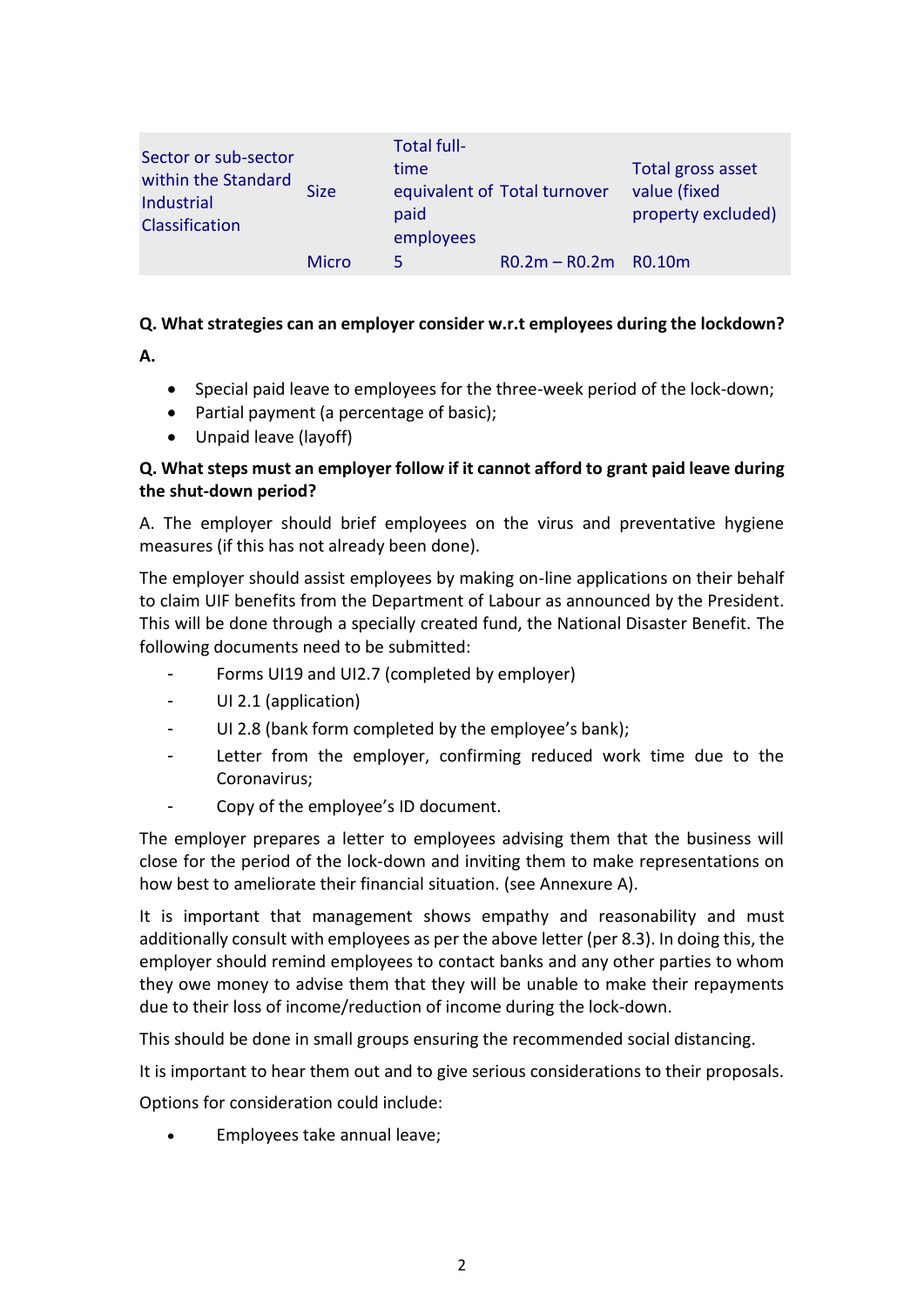| Sector or sub-sector within the Standard Industrial Classification | Size | Total full-time equivalent of paid employees | Total turnover | Total gross asset value (fixed property excluded) |
| --- | --- | --- | --- | --- |
| | Micro | 5 | R0.2m – R0.2m | R0.10m |

**Q. What strategies can an employer consider w.r.t employees during the lockdown?**

**A.**

- Special paid leave to employees for the three-week period of the lock-down;
- Partial payment (a percentage of basic);
- Unpaid leave (layoff)

**Q. What steps must an employer follow if it cannot afford to grant paid leave during the shut-down period?**

A. The employer should brief employees on the virus and preventative hygiene measures (if this has not already been done).

The employer should assist employees by making on-line applications on their behalf to claim UIF benefits from the Department of Labour as announced by the President. This will be done through a specially created fund, the National Disaster Benefit. The following documents need to be submitted:

- Forms UI19 and UI2.7 (completed by employer)
- UI 2.1 (application)
- UI 2.8 (bank form completed by the employee's bank);
- Letter from the employer, confirming reduced work time due to the Coronavirus;
- Copy of the employee's ID document.

The employer prepares a letter to employees advising them that the business will close for the period of the lock-down and inviting them to make representations on how best to ameliorate their financial situation. (see Annexure A).

It is important that management shows empathy and reasonability and must additionally consult with employees as per the above letter (per 8.3). In doing this, the employer should remind employees to contact banks and any other parties to whom they owe money to advise them that they will be unable to make their repayments due to their loss of income/reduction of income during the lock-down.

This should be done in small groups ensuring the recommended social distancing.

It is important to hear them out and to give serious considerations to their proposals.

Options for consideration could include:

- Employees take annual leave;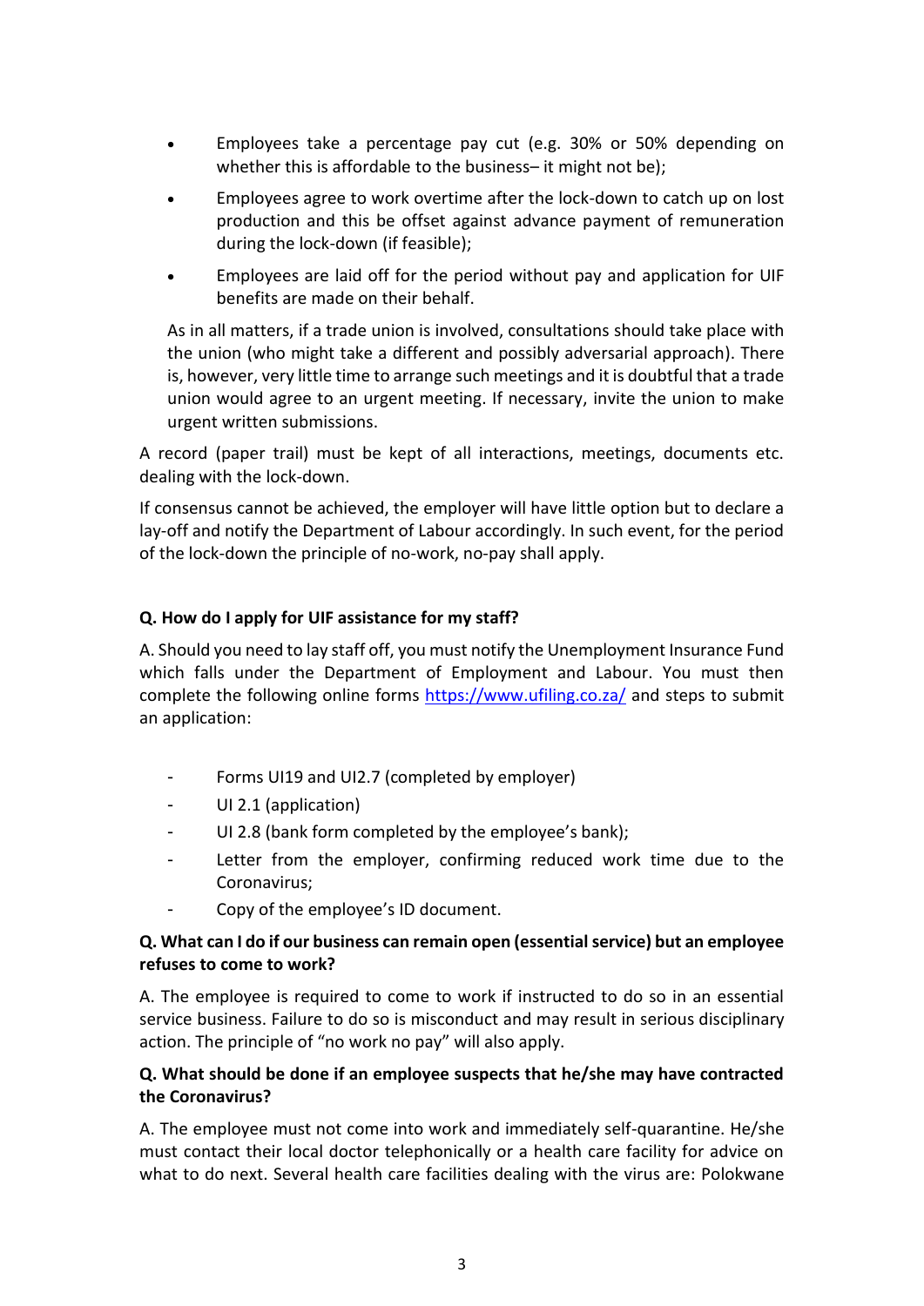- Employees take a percentage pay cut (e.g. 30% or 50% depending on whether this is affordable to the business– it might not be);
- Employees agree to work overtime after the lock-down to catch up on lost production and this be offset against advance payment of remuneration during the lock-down (if feasible);
- Employees are laid off for the period without pay and application for UIF benefits are made on their behalf.

As in all matters, if a trade union is involved, consultations should take place with the union (who might take a different and possibly adversarial approach). There is, however, very little time to arrange such meetings and it is doubtful that a trade union would agree to an urgent meeting. If necessary, invite the union to make urgent written submissions.

A record (paper trail) must be kept of all interactions, meetings, documents etc. dealing with the lock-down.

If consensus cannot be achieved, the employer will have little option but to declare a lay-off and notify the Department of Labour accordingly. In such event, for the period of the lock-down the principle of no-work, no-pay shall apply.

**Q. How do I apply for UIF assistance for my staff?**

A. Should you need to lay staff off, you must notify the Unemployment Insurance Fund which falls under the Department of Employment and Labour. You must then complete the following online forms https://www.ufiling.co.za/ and steps to submit an application:

- Forms UI19 and UI2.7 (completed by employer)
- UI 2.1 (application)
- UI 2.8 (bank form completed by the employee's bank);
- Letter from the employer, confirming reduced work time due to the Coronavirus;
- Copy of the employee's ID document.

**Q. What can I do if our business can remain open (essential service) but an employee refuses to come to work?**

A. The employee is required to come to work if instructed to do so in an essential service business. Failure to do so is misconduct and may result in serious disciplinary action. The principle of "no work no pay" will also apply.

**Q. What should be done if an employee suspects that he/she may have contracted the Coronavirus?**

A. The employee must not come into work and immediately self-quarantine. He/she must contact their local doctor telephonically or a health care facility for advice on what to do next. Several health care facilities dealing with the virus are: Polokwane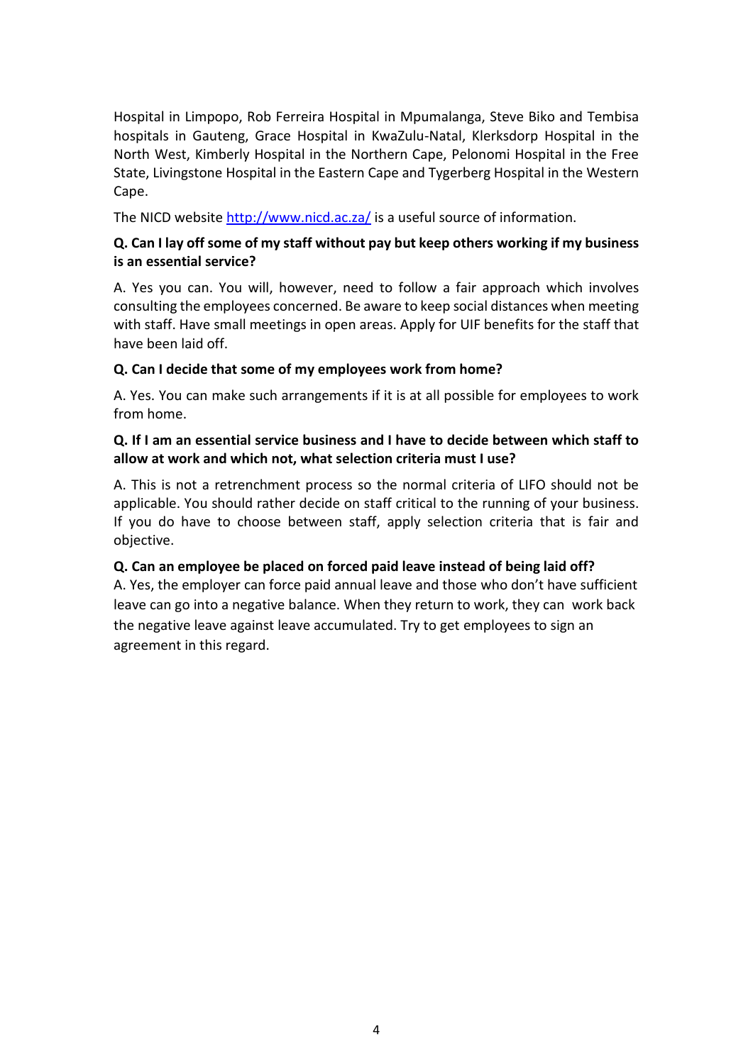Hospital in Limpopo, Rob Ferreira Hospital in Mpumalanga, Steve Biko and Tembisa hospitals in Gauteng, Grace Hospital in KwaZulu-Natal, Klerksdorp Hospital in the North West, Kimberly Hospital in the Northern Cape, Pelonomi Hospital in the Free State, Livingstone Hospital in the Eastern Cape and Tygerberg Hospital in the Western Cape.

The NICD website [http://www.nicd.ac.za/](http://www.nicd.ac.za/) is a useful source of information.

**Q. Can I lay off some of my staff without pay but keep others working if my business is an essential service?**

A. Yes you can. You will, however, need to follow a fair approach which involves consulting the employees concerned. Be aware to keep social distances when meeting with staff. Have small meetings in open areas. Apply for UIF benefits for the staff that have been laid off.

**Q. Can I decide that some of my employees work from home?**

A. Yes. You can make such arrangements if it is at all possible for employees to work from home.

**Q. If I am an essential service business and I have to decide between which staff to allow at work and which not, what selection criteria must I use?**

A. This is not a retrenchment process so the normal criteria of LIFO should not be applicable. You should rather decide on staff critical to the running of your business. If you do have to choose between staff, apply selection criteria that is fair and objective.

**Q. Can an employee be placed on forced paid leave instead of being laid off?**

A. Yes, the employer can force paid annual leave and those who don't have sufficient leave can go into a negative balance. When they return to work, they can work back the negative leave against leave accumulated. Try to get employees to sign an agreement in this regard.